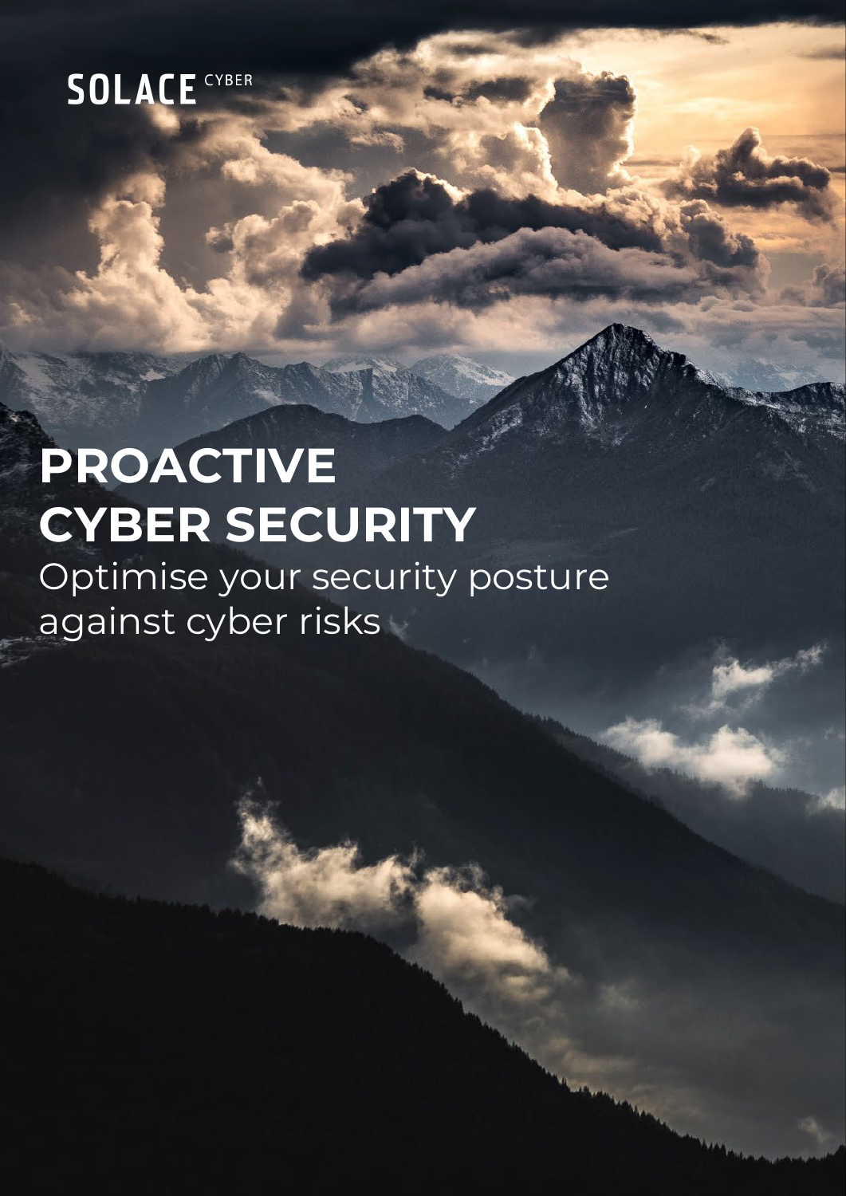SOLACE CYBER

# PROACTIVE CYBER SECURITY

Optimise your security posture against cyber risks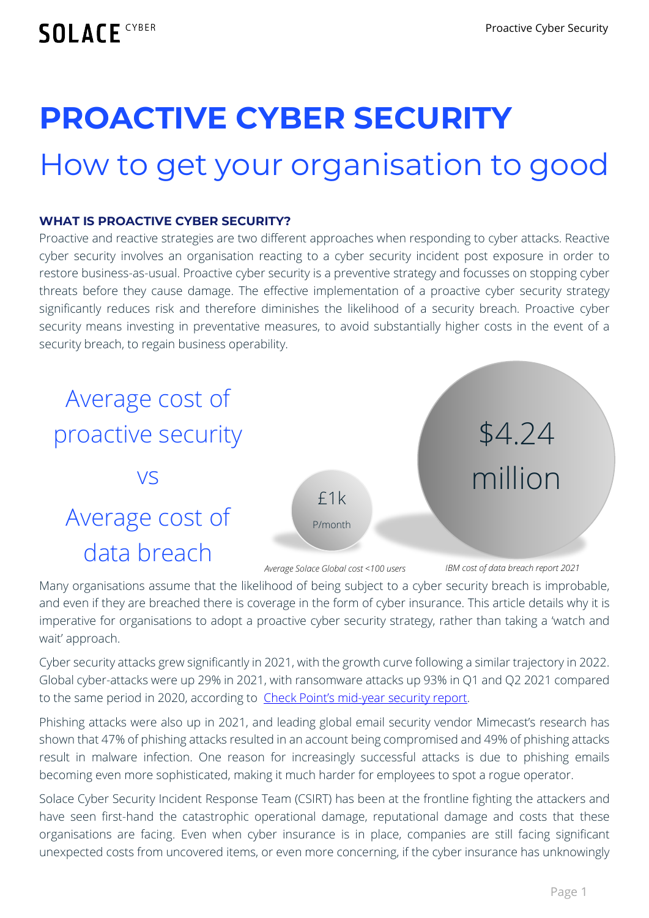# PROACTIVE CYBER SECURITY

## How to get your organisation to good

### WHAT IS PROACTIVE CYBER SECURITY?

Proactive and reactive strategies are two different approaches when responding to cyber attacks. Reactive cyber security involves an organisation reacting to a cyber security incident post exposure in order to restore business-as-usual. Proactive cyber security is a preventive strategy and focusses on stopping cyber threats before they cause damage. The effective implementation of a proactive cyber security strategy significantly reduces risk and therefore diminishes the likelihood of a security breach. Proactive cyber security means investing in preventative measures, to avoid substantially higher costs in the event of a security breach, to regain business operability.

Average cost of proactive security

vs

Average cost of data breach

£1k P/month

*Average Solace Global cost <100 users*

$4.24 million

*IBM cost of data breach report 2021*

Many organisations assume that the likelihood of being subject to a cyber security breach is improbable, and even if they are breached there is coverage in the form of cyber insurance. This article details why it is imperative for organisations to adopt a proactive cyber security strategy, rather than taking a 'watch and wait' approach.

Cyber security attacks grew significantly in 2021, with the growth curve following a similar trajectory in 2022. Global cyber-attacks were up 29% in 2021, with ransomware attacks up 93% in Q1 and Q2 2021 compared to the same period in 2020, according to Check Point's mid-year security report.

Phishing attacks were also up in 2021, and leading global email security vendor Mimecast's research has shown that 47% of phishing attacks resulted in an account being compromised and 49% of phishing attacks result in malware infection. One reason for increasingly successful attacks is due to phishing emails becoming even more sophisticated, making it much harder for employees to spot a rogue operator.

Solace Cyber Security Incident Response Team (CSIRT) has been at the frontline fighting the attackers and have seen first-hand the catastrophic operational damage, reputational damage and costs that these organisations are facing. Even when cyber insurance is in place, companies are still facing significant unexpected costs from uncovered items, or even more concerning, if the cyber insurance has unknowingly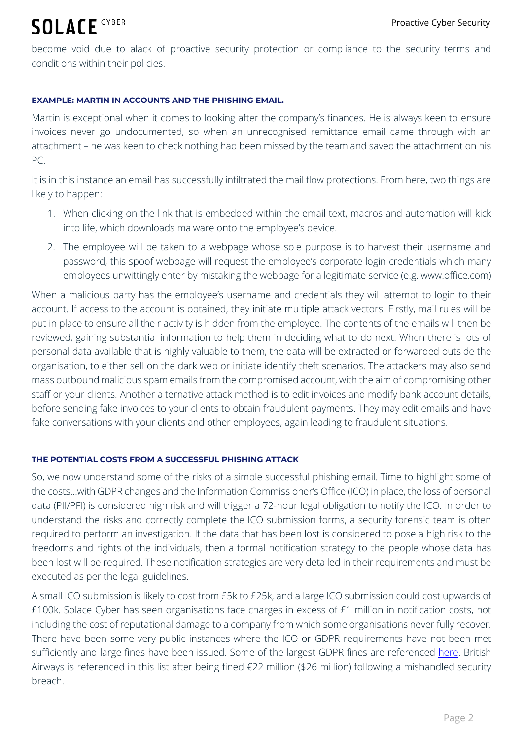become void due to alack of proactive security protection or compliance to the security terms and conditions within their policies.

#### EXAMPLE: MARTIN IN ACCOUNTS AND THE PHISHING EMAIL.

Martin is exceptional when it comes to looking after the company's finances. He is always keen to ensure invoices never go undocumented, so when an unrecognised remittance email came through with an attachment – he was keen to check nothing had been missed by the team and saved the attachment on his PC.

It is in this instance an email has successfully infiltrated the mail flow protections. From here, two things are likely to happen:

1. When clicking on the link that is embedded within the email text, macros and automation will kick into life, which downloads malware onto the employee's device.
2. The employee will be taken to a webpage whose sole purpose is to harvest their username and password, this spoof webpage will request the employee's corporate login credentials which many employees unwittingly enter by mistaking the webpage for a legitimate service (e.g. www.office.com)

When a malicious party has the employee's username and credentials they will attempt to login to their account. If access to the account is obtained, they initiate multiple attack vectors. Firstly, mail rules will be put in place to ensure all their activity is hidden from the employee. The contents of the emails will then be reviewed, gaining substantial information to help them in deciding what to do next. When there is lots of personal data available that is highly valuable to them, the data will be extracted or forwarded outside the organisation, to either sell on the dark web or initiate identify theft scenarios. The attackers may also send mass outbound malicious spam emails from the compromised account, with the aim of compromising other staff or your clients. Another alternative attack method is to edit invoices and modify bank account details, before sending fake invoices to your clients to obtain fraudulent payments. They may edit emails and have fake conversations with your clients and other employees, again leading to fraudulent situations.

#### THE POTENTIAL COSTS FROM A SUCCESSFUL PHISHING ATTACK

So, we now understand some of the risks of a simple successful phishing email. Time to highlight some of the costs…with GDPR changes and the Information Commissioner's Office (ICO) in place, the loss of personal data (PII/PFI) is considered high risk and will trigger a 72-hour legal obligation to notify the ICO. In order to understand the risks and correctly complete the ICO submission forms, a security forensic team is often required to perform an investigation. If the data that has been lost is considered to pose a high risk to the freedoms and rights of the individuals, then a formal notification strategy to the people whose data has been lost will be required. These notification strategies are very detailed in their requirements and must be executed as per the legal guidelines.

A small ICO submission is likely to cost from £5k to £25k, and a large ICO submission could cost upwards of £100k. Solace Cyber has seen organisations face charges in excess of £1 million in notification costs, not including the cost of reputational damage to a company from which some organisations never fully recover. There have been some very public instances where the ICO or GDPR requirements have not been met sufficiently and large fines have been issued. Some of the largest GDPR fines are referenced here. British Airways is referenced in this list after being fined €22 million ($26 million) following a mishandled security breach.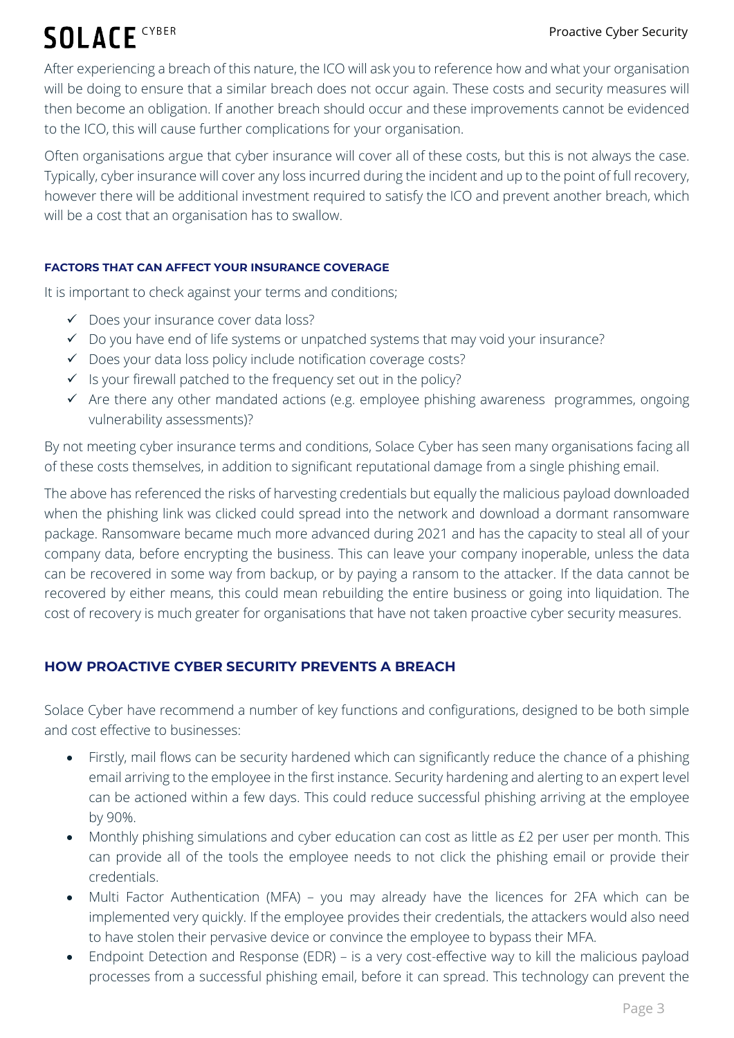After experiencing a breach of this nature, the ICO will ask you to reference how and what your organisation will be doing to ensure that a similar breach does not occur again. These costs and security measures will then become an obligation. If another breach should occur and these improvements cannot be evidenced to the ICO, this will cause further complications for your organisation.

Often organisations argue that cyber insurance will cover all of these costs, but this is not always the case. Typically, cyber insurance will cover any loss incurred during the incident and up to the point of full recovery, however there will be additional investment required to satisfy the ICO and prevent another breach, which will be a cost that an organisation has to swallow.

#### FACTORS THAT CAN AFFECT YOUR INSURANCE COVERAGE

It is important to check against your terms and conditions;

- ✓ Does your insurance cover data loss?
- ✓ Do you have end of life systems or unpatched systems that may void your insurance?
- ✓ Does your data loss policy include notification coverage costs?
- ✓ Is your firewall patched to the frequency set out in the policy?
- ✓ Are there any other mandated actions (e.g. employee phishing awareness programmes, ongoing vulnerability assessments)?

By not meeting cyber insurance terms and conditions, Solace Cyber has seen many organisations facing all of these costs themselves, in addition to significant reputational damage from a single phishing email.

The above has referenced the risks of harvesting credentials but equally the malicious payload downloaded when the phishing link was clicked could spread into the network and download a dormant ransomware package. Ransomware became much more advanced during 2021 and has the capacity to steal all of your company data, before encrypting the business. This can leave your company inoperable, unless the data can be recovered in some way from backup, or by paying a ransom to the attacker. If the data cannot be recovered by either means, this could mean rebuilding the entire business or going into liquidation. The cost of recovery is much greater for organisations that have not taken proactive cyber security measures.

### HOW PROACTIVE CYBER SECURITY PREVENTS A BREACH

Solace Cyber have recommend a number of key functions and configurations, designed to be both simple and cost effective to businesses:

- Firstly, mail flows can be security hardened which can significantly reduce the chance of a phishing email arriving to the employee in the first instance. Security hardening and alerting to an expert level can be actioned within a few days. This could reduce successful phishing arriving at the employee by 90%.
- Monthly phishing simulations and cyber education can cost as little as £2 per user per month. This can provide all of the tools the employee needs to not click the phishing email or provide their credentials.
- Multi Factor Authentication (MFA) – you may already have the licences for 2FA which can be implemented very quickly. If the employee provides their credentials, the attackers would also need to have stolen their pervasive device or convince the employee to bypass their MFA.
- Endpoint Detection and Response (EDR) – is a very cost-effective way to kill the malicious payload processes from a successful phishing email, before it can spread. This technology can prevent the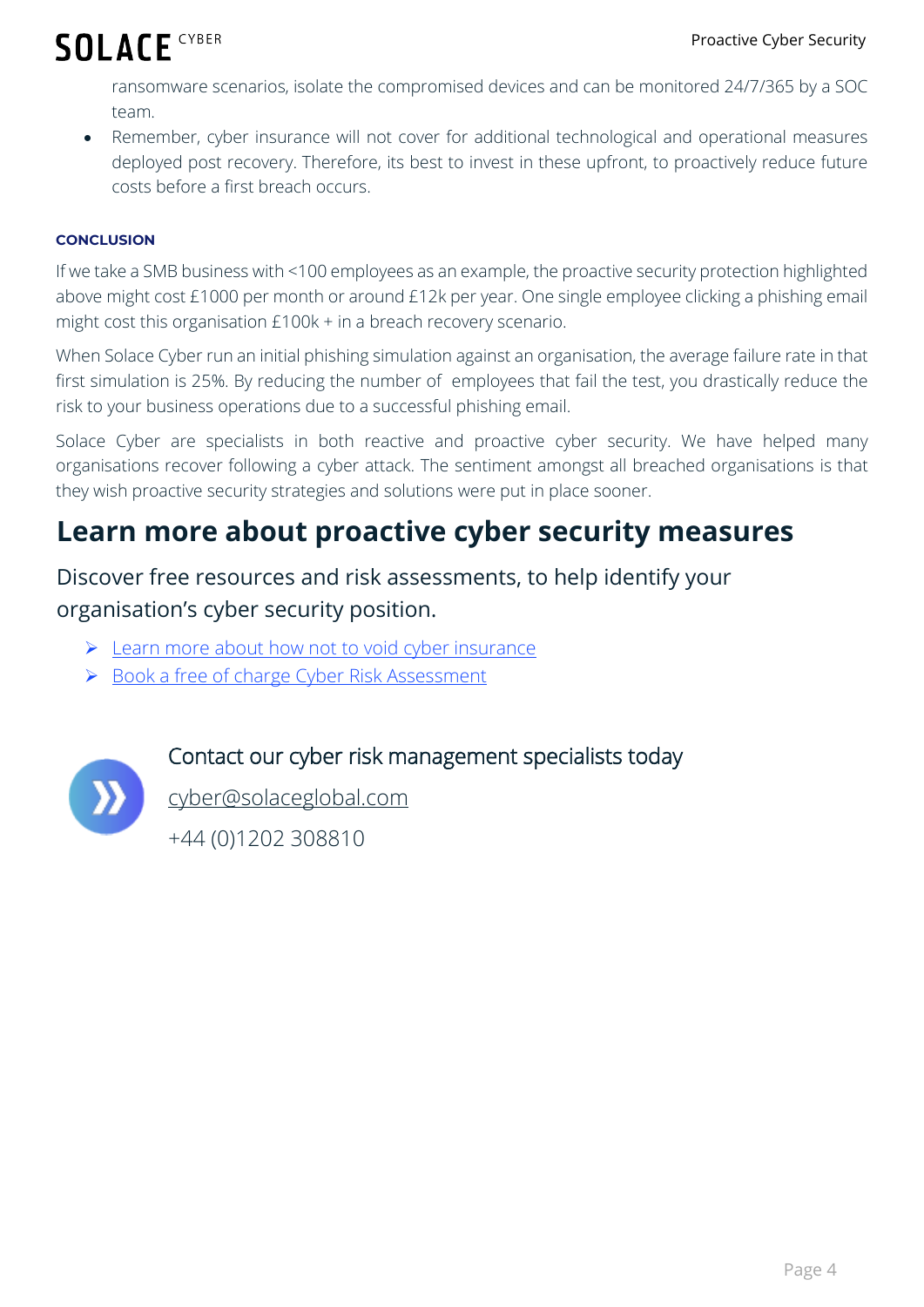ransomware scenarios, isolate the compromised devices and can be monitored 24/7/365 by a SOC team.

- Remember, cyber insurance will not cover for additional technological and operational measures deployed post recovery. Therefore, its best to invest in these upfront, to proactively reduce future costs before a first breach occurs.

**CONCLUSION**

If we take a SMB business with <100 employees as an example, the proactive security protection highlighted above might cost £1000 per month or around £12k per year. One single employee clicking a phishing email might cost this organisation £100k + in a breach recovery scenario.

When Solace Cyber run an initial phishing simulation against an organisation, the average failure rate in that first simulation is 25%. By reducing the number of employees that fail the test, you drastically reduce the risk to your business operations due to a successful phishing email.

Solace Cyber are specialists in both reactive and proactive cyber security. We have helped many organisations recover following a cyber attack. The sentiment amongst all breached organisations is that they wish proactive security strategies and solutions were put in place sooner.

# Learn more about proactive cyber security measures

Discover free resources and risk assessments, to help identify your organisation's cyber security position.

- Learn more about how not to void cyber insurance
- Book a free of charge Cyber Risk Assessment

Contact our cyber risk management specialists today

cyber@solaceglobal.com

+44 (0)1202 308810